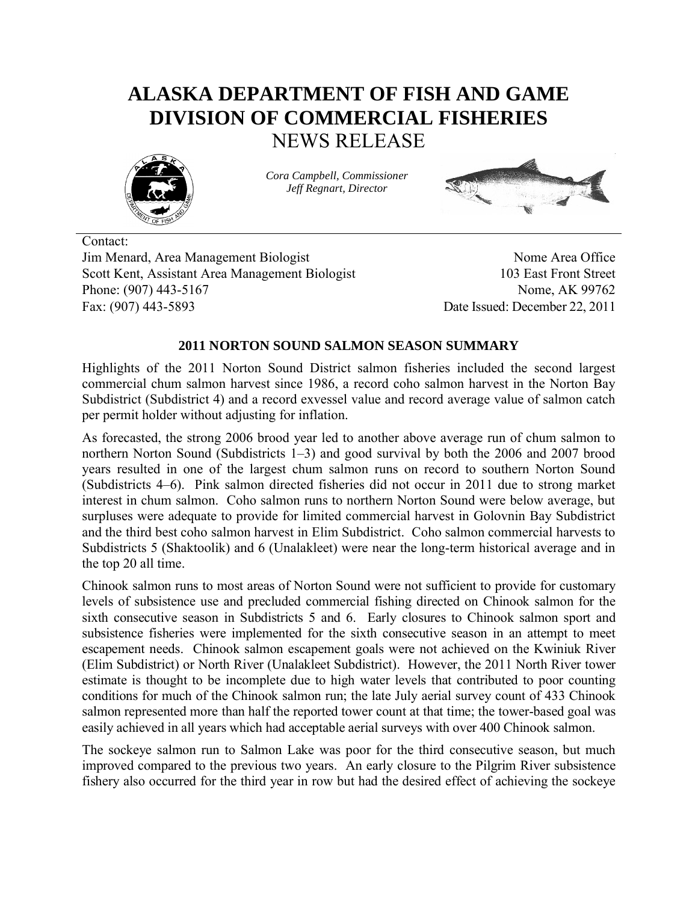# ALASKA DEPARTMENT OF FISH AND GAME
# DIVISION OF COMMERCIAL FISHERIES
## NEWS RELEASE

*Cora Campbell, Commissioner*
*Jeff Regnart, Director*

Contact:
Jim Menard, Area Management Biologist
Scott Kent, Assistant Area Management Biologist
Phone: (907) 443-5167
Fax: (907) 443-5893

Nome Area Office
103 East Front Street
Nome, AK 99762
Date Issued: December 22, 2011

### 2011 NORTON SOUND SALMON SEASON SUMMARY

Highlights of the 2011 Norton Sound District salmon fisheries included the second largest commercial chum salmon harvest since 1986, a record coho salmon harvest in the Norton Bay Subdistrict (Subdistrict 4) and a record exvessel value and record average value of salmon catch per permit holder without adjusting for inflation.

As forecasted, the strong 2006 brood year led to another above average run of chum salmon to northern Norton Sound (Subdistricts 1–3) and good survival by both the 2006 and 2007 brood years resulted in one of the largest chum salmon runs on record to southern Norton Sound (Subdistricts 4–6). Pink salmon directed fisheries did not occur in 2011 due to strong market interest in chum salmon. Coho salmon runs to northern Norton Sound were below average, but surpluses were adequate to provide for limited commercial harvest in Golovnin Bay Subdistrict and the third best coho salmon harvest in Elim Subdistrict. Coho salmon commercial harvests to Subdistricts 5 (Shaktoolik) and 6 (Unalakleet) were near the long-term historical average and in the top 20 all time.

Chinook salmon runs to most areas of Norton Sound were not sufficient to provide for customary levels of subsistence use and precluded commercial fishing directed on Chinook salmon for the sixth consecutive season in Subdistricts 5 and 6. Early closures to Chinook salmon sport and subsistence fisheries were implemented for the sixth consecutive season in an attempt to meet escapement needs. Chinook salmon escapement goals were not achieved on the Kwiniuk River (Elim Subdistrict) or North River (Unalakleet Subdistrict). However, the 2011 North River tower estimate is thought to be incomplete due to high water levels that contributed to poor counting conditions for much of the Chinook salmon run; the late July aerial survey count of 433 Chinook salmon represented more than half the reported tower count at that time; the tower-based goal was easily achieved in all years which had acceptable aerial surveys with over 400 Chinook salmon.

The sockeye salmon run to Salmon Lake was poor for the third consecutive season, but much improved compared to the previous two years. An early closure to the Pilgrim River subsistence fishery also occurred for the third year in row but had the desired effect of achieving the sockeye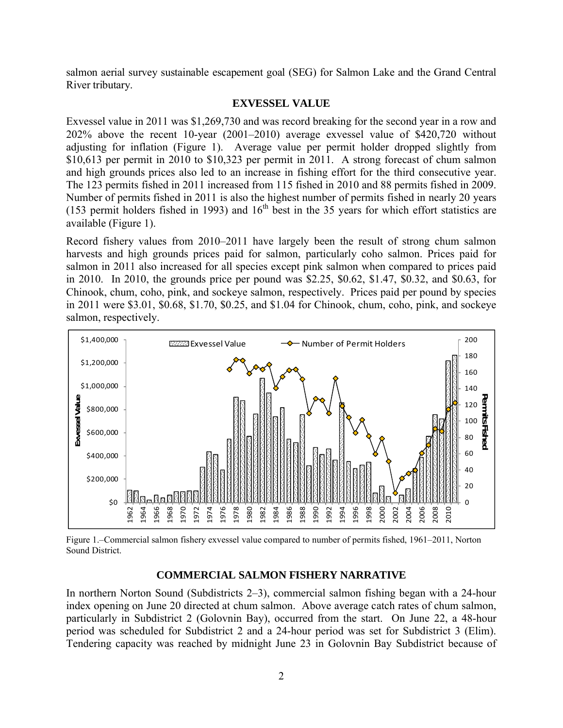salmon aerial survey sustainable escapement goal (SEG) for Salmon Lake and the Grand Central River tributary.

## EXVESSEL VALUE

Exvessel value in 2011 was $1,269,730 and was record breaking for the second year in a row and 202% above the recent 10-year (2001–2010) average exvessel value of $420,720 without adjusting for inflation (Figure 1). Average value per permit holder dropped slightly from $10,613 per permit in 2010 to $10,323 per permit in 2011. A strong forecast of chum salmon and high grounds prices also led to an increase in fishing effort for the third consecutive year. The 123 permits fished in 2011 increased from 115 fished in 2010 and 88 permits fished in 2009. Number of permits fished in 2011 is also the highest number of permits fished in nearly 20 years (153 permit holders fished in 1993) and 16th best in the 35 years for which effort statistics are available (Figure 1).

Record fishery values from 2010–2011 have largely been the result of strong chum salmon harvests and high grounds prices paid for salmon, particularly coho salmon. Prices paid for salmon in 2011 also increased for all species except pink salmon when compared to prices paid in 2010. In 2010, the grounds price per pound was $2.25, $0.62, $1.47, $0.32, and $0.63, for Chinook, chum, coho, pink, and sockeye salmon, respectively. Prices paid per pound by species in 2011 were $3.01, $0.68, $1.70, $0.25, and $1.04 for Chinook, chum, coho, pink, and sockeye salmon, respectively.

Figure 1.–Commercial salmon fishery exvessel value compared to number of permits fished, 1961–2011, Norton Sound District.

## COMMERCIAL SALMON FISHERY NARRATIVE

In northern Norton Sound (Subdistricts 2–3), commercial salmon fishing began with a 24-hour index opening on June 20 directed at chum salmon. Above average catch rates of chum salmon, particularly in Subdistrict 2 (Golovnin Bay), occurred from the start. On June 22, a 48-hour period was scheduled for Subdistrict 2 and a 24-hour period was set for Subdistrict 3 (Elim). Tendering capacity was reached by midnight June 23 in Golovnin Bay Subdistrict because of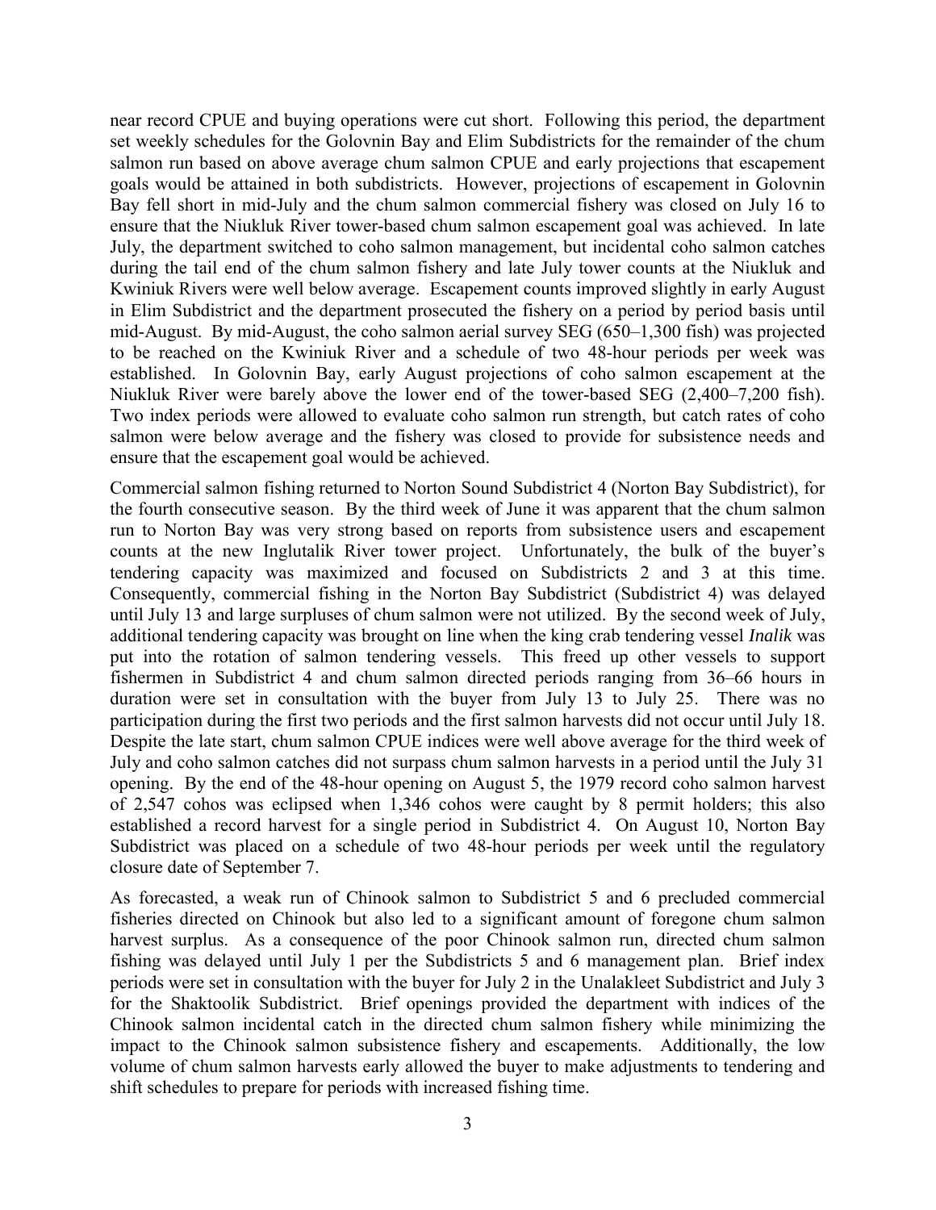near record CPUE and buying operations were cut short. Following this period, the department set weekly schedules for the Golovnin Bay and Elim Subdistricts for the remainder of the chum salmon run based on above average chum salmon CPUE and early projections that escapement goals would be attained in both subdistricts. However, projections of escapement in Golovnin Bay fell short in mid-July and the chum salmon commercial fishery was closed on July 16 to ensure that the Niukluk River tower-based chum salmon escapement goal was achieved. In late July, the department switched to coho salmon management, but incidental coho salmon catches during the tail end of the chum salmon fishery and late July tower counts at the Niukluk and Kwiniuk Rivers were well below average. Escapement counts improved slightly in early August in Elim Subdistrict and the department prosecuted the fishery on a period by period basis until mid-August. By mid-August, the coho salmon aerial survey SEG (650–1,300 fish) was projected to be reached on the Kwiniuk River and a schedule of two 48-hour periods per week was established. In Golovnin Bay, early August projections of coho salmon escapement at the Niukluk River were barely above the lower end of the tower-based SEG (2,400–7,200 fish). Two index periods were allowed to evaluate coho salmon run strength, but catch rates of coho salmon were below average and the fishery was closed to provide for subsistence needs and ensure that the escapement goal would be achieved.

Commercial salmon fishing returned to Norton Sound Subdistrict 4 (Norton Bay Subdistrict), for the fourth consecutive season. By the third week of June it was apparent that the chum salmon run to Norton Bay was very strong based on reports from subsistence users and escapement counts at the new Inglutalik River tower project. Unfortunately, the bulk of the buyer's tendering capacity was maximized and focused on Subdistricts 2 and 3 at this time. Consequently, commercial fishing in the Norton Bay Subdistrict (Subdistrict 4) was delayed until July 13 and large surpluses of chum salmon were not utilized. By the second week of July, additional tendering capacity was brought on line when the king crab tendering vessel *Inalik* was put into the rotation of salmon tendering vessels. This freed up other vessels to support fishermen in Subdistrict 4 and chum salmon directed periods ranging from 36–66 hours in duration were set in consultation with the buyer from July 13 to July 25. There was no participation during the first two periods and the first salmon harvests did not occur until July 18. Despite the late start, chum salmon CPUE indices were well above average for the third week of July and coho salmon catches did not surpass chum salmon harvests in a period until the July 31 opening. By the end of the 48-hour opening on August 5, the 1979 record coho salmon harvest of 2,547 cohos was eclipsed when 1,346 cohos were caught by 8 permit holders; this also established a record harvest for a single period in Subdistrict 4. On August 10, Norton Bay Subdistrict was placed on a schedule of two 48-hour periods per week until the regulatory closure date of September 7.

As forecasted, a weak run of Chinook salmon to Subdistrict 5 and 6 precluded commercial fisheries directed on Chinook but also led to a significant amount of foregone chum salmon harvest surplus. As a consequence of the poor Chinook salmon run, directed chum salmon fishing was delayed until July 1 per the Subdistricts 5 and 6 management plan. Brief index periods were set in consultation with the buyer for July 2 in the Unalakleet Subdistrict and July 3 for the Shaktoolik Subdistrict. Brief openings provided the department with indices of the Chinook salmon incidental catch in the directed chum salmon fishery while minimizing the impact to the Chinook salmon subsistence fishery and escapements. Additionally, the low volume of chum salmon harvests early allowed the buyer to make adjustments to tendering and shift schedules to prepare for periods with increased fishing time.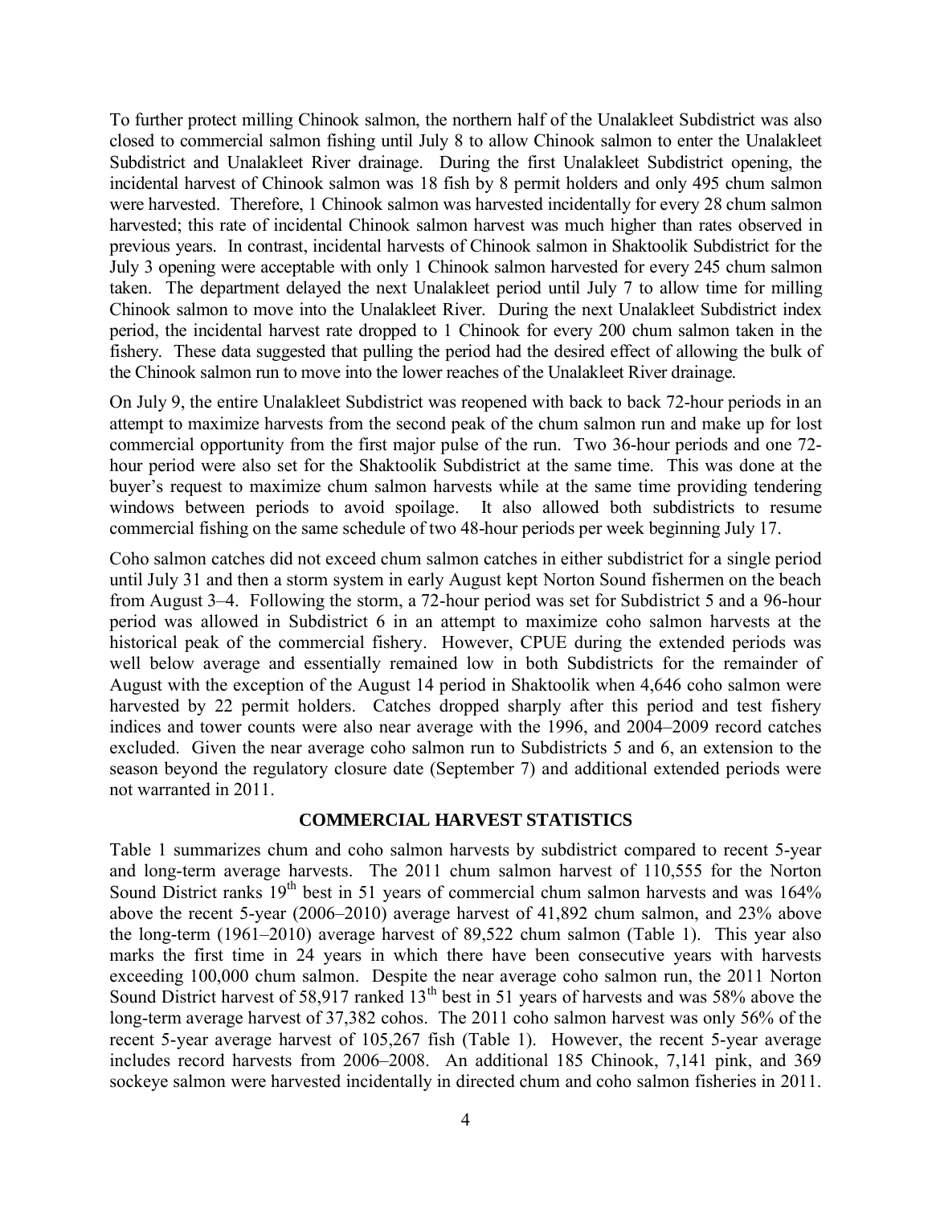To further protect milling Chinook salmon, the northern half of the Unalakleet Subdistrict was also closed to commercial salmon fishing until July 8 to allow Chinook salmon to enter the Unalakleet Subdistrict and Unalakleet River drainage. During the first Unalakleet Subdistrict opening, the incidental harvest of Chinook salmon was 18 fish by 8 permit holders and only 495 chum salmon were harvested. Therefore, 1 Chinook salmon was harvested incidentally for every 28 chum salmon harvested; this rate of incidental Chinook salmon harvest was much higher than rates observed in previous years. In contrast, incidental harvests of Chinook salmon in Shaktoolik Subdistrict for the July 3 opening were acceptable with only 1 Chinook salmon harvested for every 245 chum salmon taken. The department delayed the next Unalakleet period until July 7 to allow time for milling Chinook salmon to move into the Unalakleet River. During the next Unalakleet Subdistrict index period, the incidental harvest rate dropped to 1 Chinook for every 200 chum salmon taken in the fishery. These data suggested that pulling the period had the desired effect of allowing the bulk of the Chinook salmon run to move into the lower reaches of the Unalakleet River drainage.

On July 9, the entire Unalakleet Subdistrict was reopened with back to back 72-hour periods in an attempt to maximize harvests from the second peak of the chum salmon run and make up for lost commercial opportunity from the first major pulse of the run. Two 36-hour periods and one 72-hour period were also set for the Shaktoolik Subdistrict at the same time. This was done at the buyer's request to maximize chum salmon harvests while at the same time providing tendering windows between periods to avoid spoilage. It also allowed both subdistricts to resume commercial fishing on the same schedule of two 48-hour periods per week beginning July 17.

Coho salmon catches did not exceed chum salmon catches in either subdistrict for a single period until July 31 and then a storm system in early August kept Norton Sound fishermen on the beach from August 3–4. Following the storm, a 72-hour period was set for Subdistrict 5 and a 96-hour period was allowed in Subdistrict 6 in an attempt to maximize coho salmon harvests at the historical peak of the commercial fishery. However, CPUE during the extended periods was well below average and essentially remained low in both Subdistricts for the remainder of August with the exception of the August 14 period in Shaktoolik when 4,646 coho salmon were harvested by 22 permit holders. Catches dropped sharply after this period and test fishery indices and tower counts were also near average with the 1996, and 2004–2009 record catches excluded. Given the near average coho salmon run to Subdistricts 5 and 6, an extension to the season beyond the regulatory closure date (September 7) and additional extended periods were not warranted in 2011.

## COMMERCIAL HARVEST STATISTICS

Table 1 summarizes chum and coho salmon harvests by subdistrict compared to recent 5-year and long-term average harvests. The 2011 chum salmon harvest of 110,555 for the Norton Sound District ranks 19th best in 51 years of commercial chum salmon harvests and was 164% above the recent 5-year (2006–2010) average harvest of 41,892 chum salmon, and 23% above the long-term (1961–2010) average harvest of 89,522 chum salmon (Table 1). This year also marks the first time in 24 years in which there have been consecutive years with harvests exceeding 100,000 chum salmon. Despite the near average coho salmon run, the 2011 Norton Sound District harvest of 58,917 ranked 13th best in 51 years of harvests and was 58% above the long-term average harvest of 37,382 cohos. The 2011 coho salmon harvest was only 56% of the recent 5-year average harvest of 105,267 fish (Table 1). However, the recent 5-year average includes record harvests from 2006–2008. An additional 185 Chinook, 7,141 pink, and 369 sockeye salmon were harvested incidentally in directed chum and coho salmon fisheries in 2011.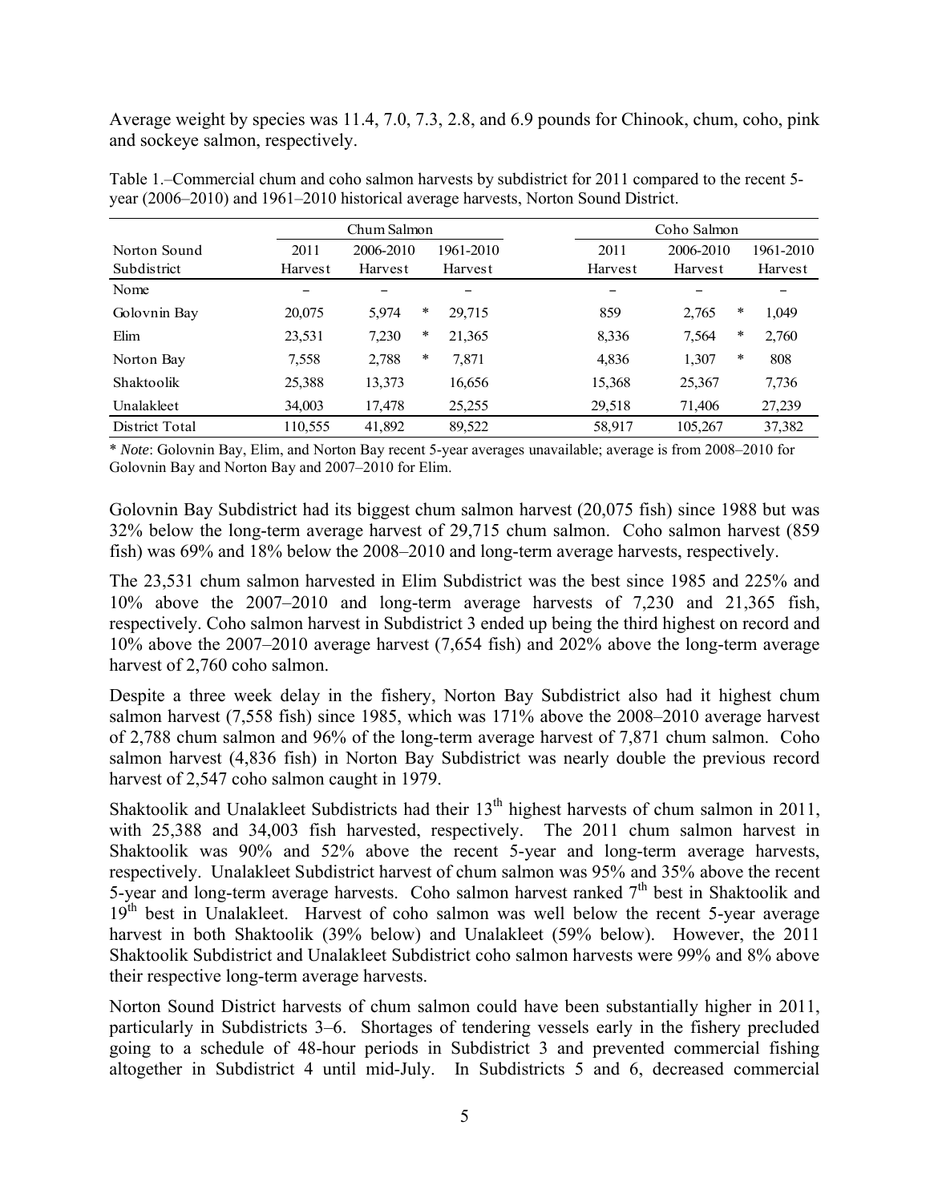Average weight by species was 11.4, 7.0, 7.3, 2.8, and 6.9 pounds for Chinook, chum, coho, pink and sockeye salmon, respectively.

Table 1.–Commercial chum and coho salmon harvests by subdistrict for 2011 compared to the recent 5-year (2006–2010) and 1961–2010 historical average harvests, Norton Sound District.

| | Chum Salmon | | | | Coho Salmon | | | |
|---|---|---|---|---|---|---|---|---|
| Norton Sound Subdistrict | 2011 Harvest | 2006-2010 Harvest | | 1961-2010 Harvest | 2011 Harvest | 2006-2010 Harvest | | 1961-2010 Harvest |
| Nome | – | – | | – | – | – | | – |
| Golovnin Bay | 20,075 | 5,974 | * | 29,715 | 859 | 2,765 | * | 1,049 |
| Elim | 23,531 | 7,230 | * | 21,365 | 8,336 | 7,564 | * | 2,760 |
| Norton Bay | 7,558 | 2,788 | * | 7,871 | 4,836 | 1,307 | * | 808 |
| Shaktoolik | 25,388 | 13,373 | | 16,656 | 15,368 | 25,367 | | 7,736 |
| Unalakleet | 34,003 | 17,478 | | 25,255 | 29,518 | 71,406 | | 27,239 |
| District Total | 110,555 | 41,892 | | 89,522 | 58,917 | 105,267 | | 37,382 |

* *Note*: Golovnin Bay, Elim, and Norton Bay recent 5-year averages unavailable; average is from 2008–2010 for Golovnin Bay and Norton Bay and 2007–2010 for Elim.

Golovnin Bay Subdistrict had its biggest chum salmon harvest (20,075 fish) since 1988 but was 32% below the long-term average harvest of 29,715 chum salmon. Coho salmon harvest (859 fish) was 69% and 18% below the 2008–2010 and long-term average harvests, respectively.

The 23,531 chum salmon harvested in Elim Subdistrict was the best since 1985 and 225% and 10% above the 2007–2010 and long-term average harvests of 7,230 and 21,365 fish, respectively. Coho salmon harvest in Subdistrict 3 ended up being the third highest on record and 10% above the 2007–2010 average harvest (7,654 fish) and 202% above the long-term average harvest of 2,760 coho salmon.

Despite a three week delay in the fishery, Norton Bay Subdistrict also had it highest chum salmon harvest (7,558 fish) since 1985, which was 171% above the 2008–2010 average harvest of 2,788 chum salmon and 96% of the long-term average harvest of 7,871 chum salmon. Coho salmon harvest (4,836 fish) in Norton Bay Subdistrict was nearly double the previous record harvest of 2,547 coho salmon caught in 1979.

Shaktoolik and Unalakleet Subdistricts had their 13th highest harvests of chum salmon in 2011, with 25,388 and 34,003 fish harvested, respectively. The 2011 chum salmon harvest in Shaktoolik was 90% and 52% above the recent 5-year and long-term average harvests, respectively. Unalakleet Subdistrict harvest of chum salmon was 95% and 35% above the recent 5-year and long-term average harvests. Coho salmon harvest ranked 7th best in Shaktoolik and 19th best in Unalakleet. Harvest of coho salmon was well below the recent 5-year average harvest in both Shaktoolik (39% below) and Unalakleet (59% below). However, the 2011 Shaktoolik Subdistrict and Unalakleet Subdistrict coho salmon harvests were 99% and 8% above their respective long-term average harvests.

Norton Sound District harvests of chum salmon could have been substantially higher in 2011, particularly in Subdistricts 3–6. Shortages of tendering vessels early in the fishery precluded going to a schedule of 48-hour periods in Subdistrict 3 and prevented commercial fishing altogether in Subdistrict 4 until mid-July. In Subdistricts 5 and 6, decreased commercial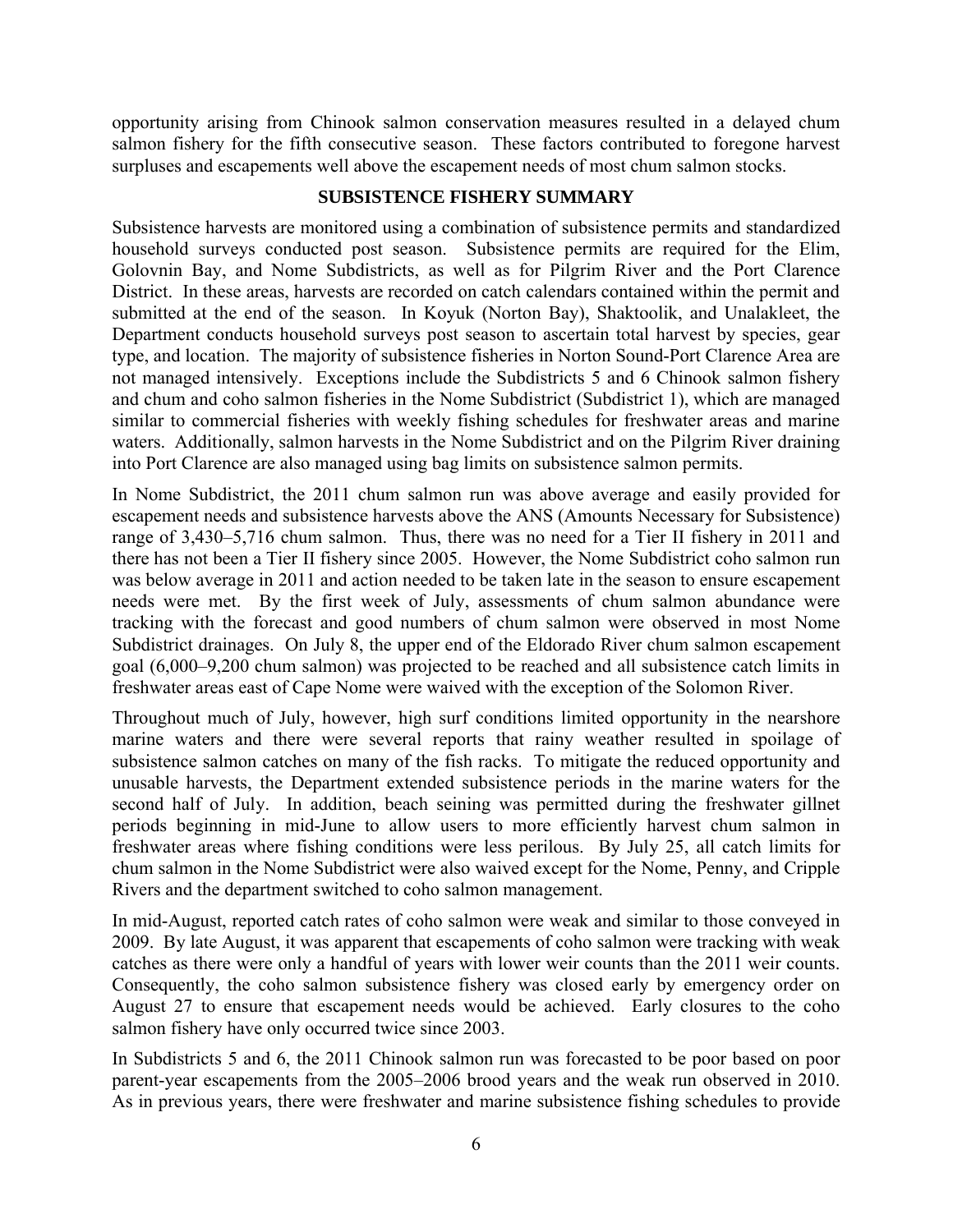opportunity arising from Chinook salmon conservation measures resulted in a delayed chum salmon fishery for the fifth consecutive season. These factors contributed to foregone harvest surpluses and escapements well above the escapement needs of most chum salmon stocks.

## SUBSISTENCE FISHERY SUMMARY

Subsistence harvests are monitored using a combination of subsistence permits and standardized household surveys conducted post season. Subsistence permits are required for the Elim, Golovnin Bay, and Nome Subdistricts, as well as for Pilgrim River and the Port Clarence District. In these areas, harvests are recorded on catch calendars contained within the permit and submitted at the end of the season. In Koyuk (Norton Bay), Shaktoolik, and Unalakleet, the Department conducts household surveys post season to ascertain total harvest by species, gear type, and location. The majority of subsistence fisheries in Norton Sound-Port Clarence Area are not managed intensively. Exceptions include the Subdistricts 5 and 6 Chinook salmon fishery and chum and coho salmon fisheries in the Nome Subdistrict (Subdistrict 1), which are managed similar to commercial fisheries with weekly fishing schedules for freshwater areas and marine waters. Additionally, salmon harvests in the Nome Subdistrict and on the Pilgrim River draining into Port Clarence are also managed using bag limits on subsistence salmon permits.

In Nome Subdistrict, the 2011 chum salmon run was above average and easily provided for escapement needs and subsistence harvests above the ANS (Amounts Necessary for Subsistence) range of 3,430–5,716 chum salmon. Thus, there was no need for a Tier II fishery in 2011 and there has not been a Tier II fishery since 2005. However, the Nome Subdistrict coho salmon run was below average in 2011 and action needed to be taken late in the season to ensure escapement needs were met. By the first week of July, assessments of chum salmon abundance were tracking with the forecast and good numbers of chum salmon were observed in most Nome Subdistrict drainages. On July 8, the upper end of the Eldorado River chum salmon escapement goal (6,000–9,200 chum salmon) was projected to be reached and all subsistence catch limits in freshwater areas east of Cape Nome were waived with the exception of the Solomon River.

Throughout much of July, however, high surf conditions limited opportunity in the nearshore marine waters and there were several reports that rainy weather resulted in spoilage of subsistence salmon catches on many of the fish racks. To mitigate the reduced opportunity and unusable harvests, the Department extended subsistence periods in the marine waters for the second half of July. In addition, beach seining was permitted during the freshwater gillnet periods beginning in mid-June to allow users to more efficiently harvest chum salmon in freshwater areas where fishing conditions were less perilous. By July 25, all catch limits for chum salmon in the Nome Subdistrict were also waived except for the Nome, Penny, and Cripple Rivers and the department switched to coho salmon management.

In mid-August, reported catch rates of coho salmon were weak and similar to those conveyed in 2009. By late August, it was apparent that escapements of coho salmon were tracking with weak catches as there were only a handful of years with lower weir counts than the 2011 weir counts. Consequently, the coho salmon subsistence fishery was closed early by emergency order on August 27 to ensure that escapement needs would be achieved. Early closures to the coho salmon fishery have only occurred twice since 2003.

In Subdistricts 5 and 6, the 2011 Chinook salmon run was forecasted to be poor based on poor parent-year escapements from the 2005–2006 brood years and the weak run observed in 2010. As in previous years, there were freshwater and marine subsistence fishing schedules to provide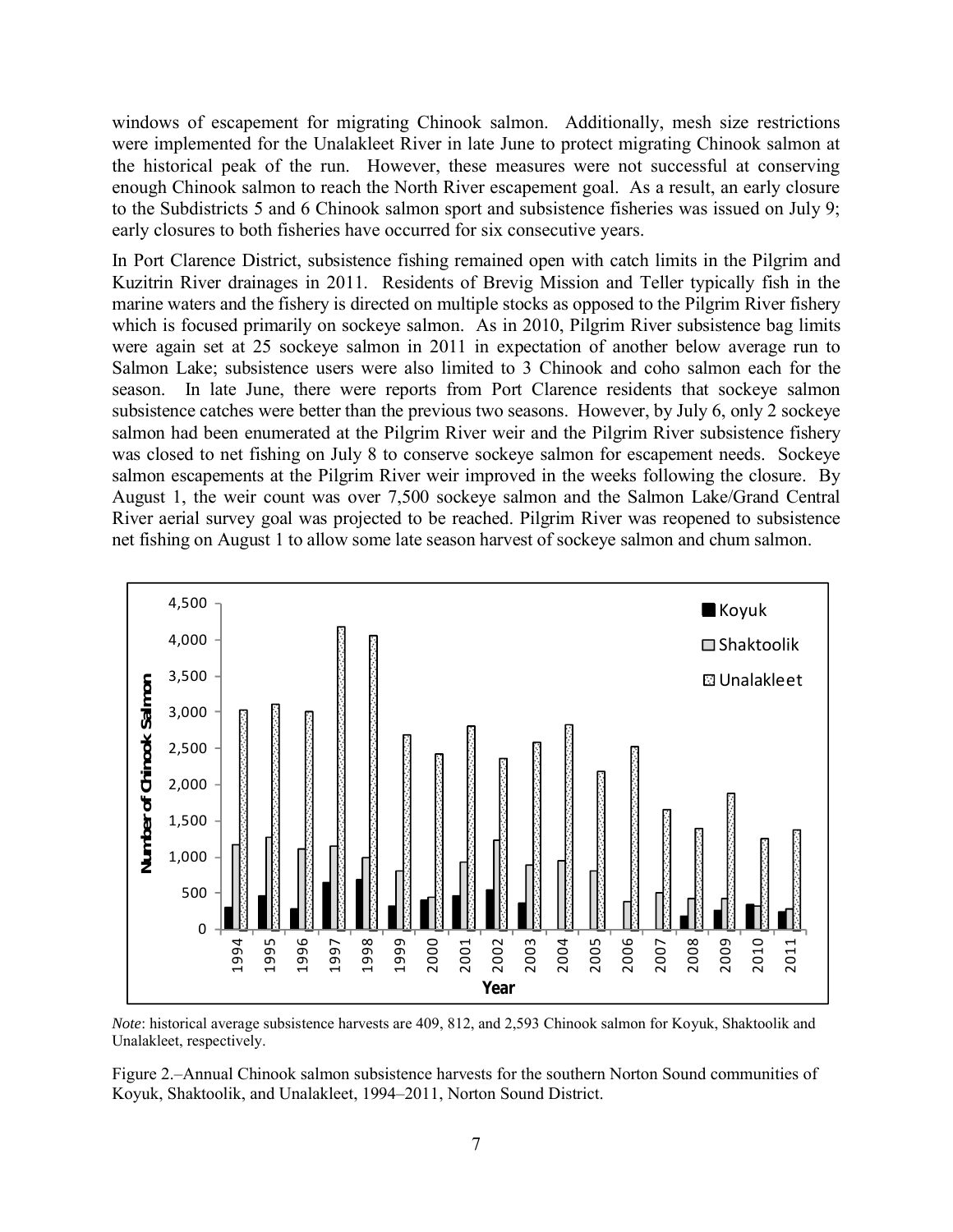windows of escapement for migrating Chinook salmon. Additionally, mesh size restrictions were implemented for the Unalakleet River in late June to protect migrating Chinook salmon at the historical peak of the run. However, these measures were not successful at conserving enough Chinook salmon to reach the North River escapement goal. As a result, an early closure to the Subdistricts 5 and 6 Chinook salmon sport and subsistence fisheries was issued on July 9; early closures to both fisheries have occurred for six consecutive years.

In Port Clarence District, subsistence fishing remained open with catch limits in the Pilgrim and Kuzitrin River drainages in 2011. Residents of Brevig Mission and Teller typically fish in the marine waters and the fishery is directed on multiple stocks as opposed to the Pilgrim River fishery which is focused primarily on sockeye salmon. As in 2010, Pilgrim River subsistence bag limits were again set at 25 sockeye salmon in 2011 in expectation of another below average run to Salmon Lake; subsistence users were also limited to 3 Chinook and coho salmon each for the season. In late June, there were reports from Port Clarence residents that sockeye salmon subsistence catches were better than the previous two seasons. However, by July 6, only 2 sockeye salmon had been enumerated at the Pilgrim River weir and the Pilgrim River subsistence fishery was closed to net fishing on July 8 to conserve sockeye salmon for escapement needs. Sockeye salmon escapements at the Pilgrim River weir improved in the weeks following the closure. By August 1, the weir count was over 7,500 sockeye salmon and the Salmon Lake/Grand Central River aerial survey goal was projected to be reached. Pilgrim River was reopened to subsistence net fishing on August 1 to allow some late season harvest of sockeye salmon and chum salmon.

*Note*: historical average subsistence harvests are 409, 812, and 2,593 Chinook salmon for Koyuk, Shaktoolik and Unalakleet, respectively.

Figure 2.–Annual Chinook salmon subsistence harvests for the southern Norton Sound communities of Koyuk, Shaktoolik, and Unalakleet, 1994–2011, Norton Sound District.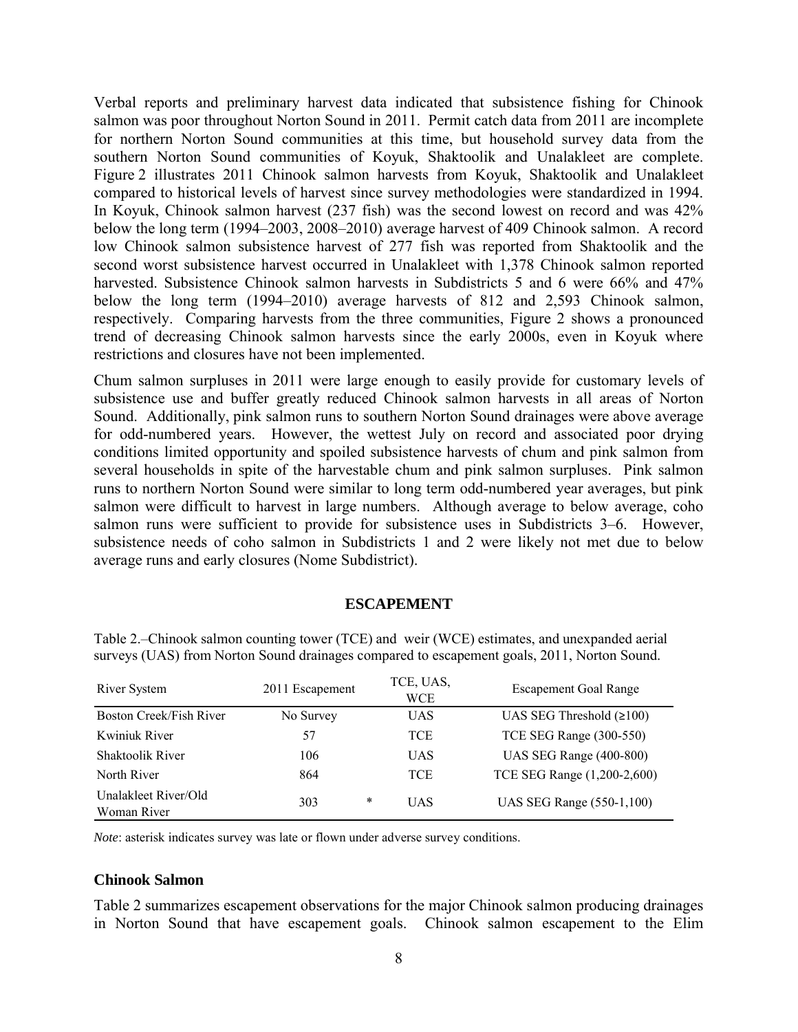Verbal reports and preliminary harvest data indicated that subsistence fishing for Chinook salmon was poor throughout Norton Sound in 2011. Permit catch data from 2011 are incomplete for northern Norton Sound communities at this time, but household survey data from the southern Norton Sound communities of Koyuk, Shaktoolik and Unalakleet are complete. Figure 2 illustrates 2011 Chinook salmon harvests from Koyuk, Shaktoolik and Unalakleet compared to historical levels of harvest since survey methodologies were standardized in 1994. In Koyuk, Chinook salmon harvest (237 fish) was the second lowest on record and was 42% below the long term (1994–2003, 2008–2010) average harvest of 409 Chinook salmon. A record low Chinook salmon subsistence harvest of 277 fish was reported from Shaktoolik and the second worst subsistence harvest occurred in Unalakleet with 1,378 Chinook salmon reported harvested. Subsistence Chinook salmon harvests in Subdistricts 5 and 6 were 66% and 47% below the long term (1994–2010) average harvests of 812 and 2,593 Chinook salmon, respectively. Comparing harvests from the three communities, Figure 2 shows a pronounced trend of decreasing Chinook salmon harvests since the early 2000s, even in Koyuk where restrictions and closures have not been implemented.

Chum salmon surpluses in 2011 were large enough to easily provide for customary levels of subsistence use and buffer greatly reduced Chinook salmon harvests in all areas of Norton Sound. Additionally, pink salmon runs to southern Norton Sound drainages were above average for odd-numbered years. However, the wettest July on record and associated poor drying conditions limited opportunity and spoiled subsistence harvests of chum and pink salmon from several households in spite of the harvestable chum and pink salmon surpluses. Pink salmon runs to northern Norton Sound were similar to long term odd-numbered year averages, but pink salmon were difficult to harvest in large numbers. Although average to below average, coho salmon runs were sufficient to provide for subsistence uses in Subdistricts 3–6. However, subsistence needs of coho salmon in Subdistricts 1 and 2 were likely not met due to below average runs and early closures (Nome Subdistrict).

## ESCAPEMENT

Table 2.–Chinook salmon counting tower (TCE) and weir (WCE) estimates, and unexpanded aerial surveys (UAS) from Norton Sound drainages compared to escapement goals, 2011, Norton Sound.

| River System | 2011 Escapement | | TCE, UAS, WCE | Escapement Goal Range |
|---|---|---|---|---|
| Boston Creek/Fish River | No Survey | | UAS | UAS SEG Threshold (≥100) |
| Kwiniuk River | 57 | | TCE | TCE SEG Range (300-550) |
| Shaktoolik River | 106 | | UAS | UAS SEG Range (400-800) |
| North River | 864 | | TCE | TCE SEG Range (1,200-2,600) |
| Unalakleet River/Old Woman River | 303 | * | UAS | UAS SEG Range (550-1,100) |

*Note*: asterisk indicates survey was late or flown under adverse survey conditions.

### Chinook Salmon

Table 2 summarizes escapement observations for the major Chinook salmon producing drainages in Norton Sound that have escapement goals. Chinook salmon escapement to the Elim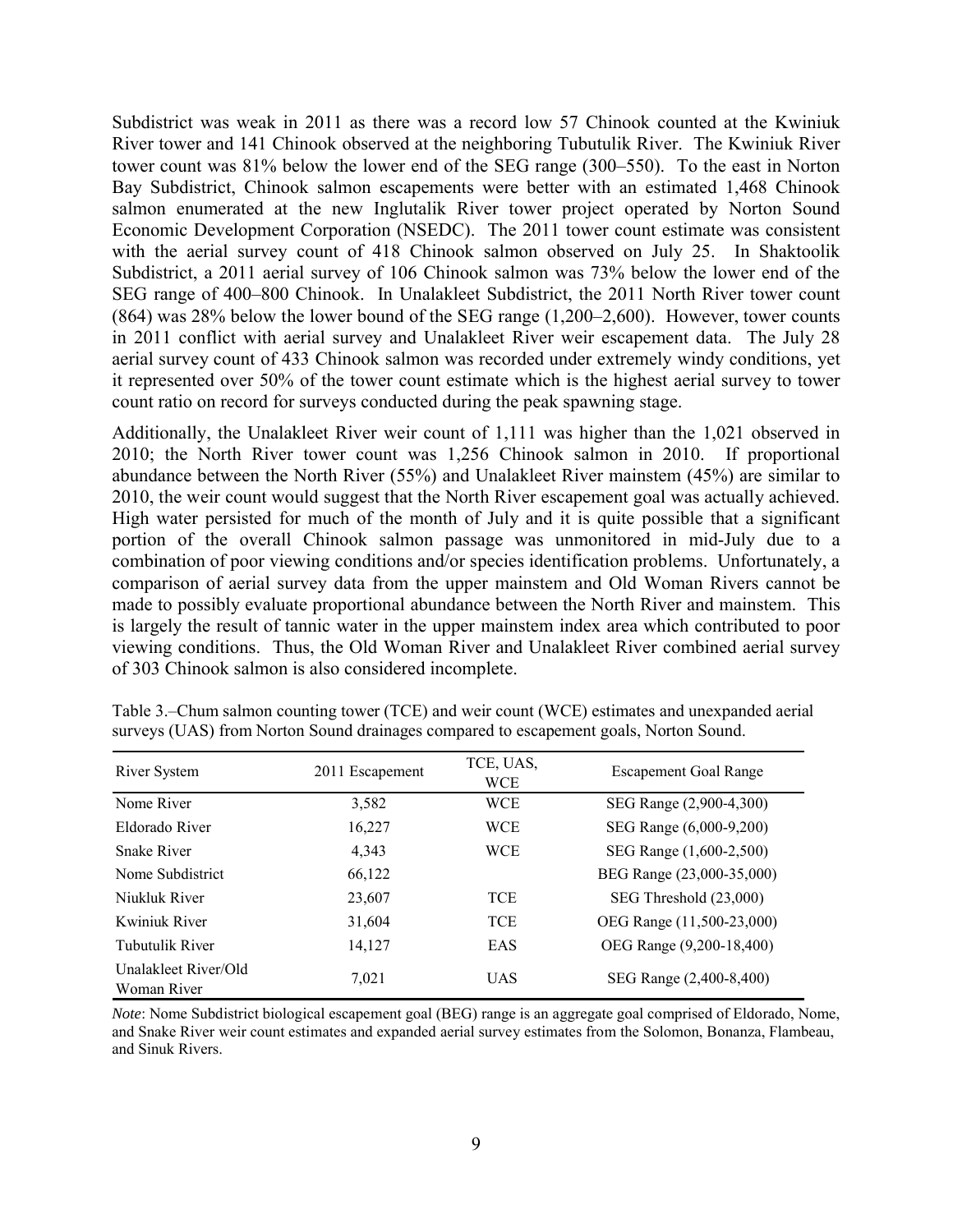Subdistrict was weak in 2011 as there was a record low 57 Chinook counted at the Kwiniuk River tower and 141 Chinook observed at the neighboring Tubutulik River. The Kwiniuk River tower count was 81% below the lower end of the SEG range (300–550). To the east in Norton Bay Subdistrict, Chinook salmon escapements were better with an estimated 1,468 Chinook salmon enumerated at the new Inglutalik River tower project operated by Norton Sound Economic Development Corporation (NSEDC). The 2011 tower count estimate was consistent with the aerial survey count of 418 Chinook salmon observed on July 25. In Shaktoolik Subdistrict, a 2011 aerial survey of 106 Chinook salmon was 73% below the lower end of the SEG range of 400–800 Chinook. In Unalakleet Subdistrict, the 2011 North River tower count (864) was 28% below the lower bound of the SEG range (1,200–2,600). However, tower counts in 2011 conflict with aerial survey and Unalakleet River weir escapement data. The July 28 aerial survey count of 433 Chinook salmon was recorded under extremely windy conditions, yet it represented over 50% of the tower count estimate which is the highest aerial survey to tower count ratio on record for surveys conducted during the peak spawning stage.

Additionally, the Unalakleet River weir count of 1,111 was higher than the 1,021 observed in 2010; the North River tower count was 1,256 Chinook salmon in 2010. If proportional abundance between the North River (55%) and Unalakleet River mainstem (45%) are similar to 2010, the weir count would suggest that the North River escapement goal was actually achieved. High water persisted for much of the month of July and it is quite possible that a significant portion of the overall Chinook salmon passage was unmonitored in mid-July due to a combination of poor viewing conditions and/or species identification problems. Unfortunately, a comparison of aerial survey data from the upper mainstem and Old Woman Rivers cannot be made to possibly evaluate proportional abundance between the North River and mainstem. This is largely the result of tannic water in the upper mainstem index area which contributed to poor viewing conditions. Thus, the Old Woman River and Unalakleet River combined aerial survey of 303 Chinook salmon is also considered incomplete.

Table 3.–Chum salmon counting tower (TCE) and weir count (WCE) estimates and unexpanded aerial surveys (UAS) from Norton Sound drainages compared to escapement goals, Norton Sound.

| River System | 2011 Escapement | TCE, UAS, WCE | Escapement Goal Range |
|---|---|---|---|
| Nome River | 3,582 | WCE | SEG Range (2,900-4,300) |
| Eldorado River | 16,227 | WCE | SEG Range (6,000-9,200) |
| Snake River | 4,343 | WCE | SEG Range (1,600-2,500) |
| Nome Subdistrict | 66,122 | | BEG Range (23,000-35,000) |
| Niukluk River | 23,607 | TCE | SEG Threshold (23,000) |
| Kwiniuk River | 31,604 | TCE | OEG Range (11,500-23,000) |
| Tubutulik River | 14,127 | EAS | OEG Range (9,200-18,400) |
| Unalakleet River/Old Woman River | 7,021 | UAS | SEG Range (2,400-8,400) |

*Note*: Nome Subdistrict biological escapement goal (BEG) range is an aggregate goal comprised of Eldorado, Nome, and Snake River weir count estimates and expanded aerial survey estimates from the Solomon, Bonanza, Flambeau, and Sinuk Rivers.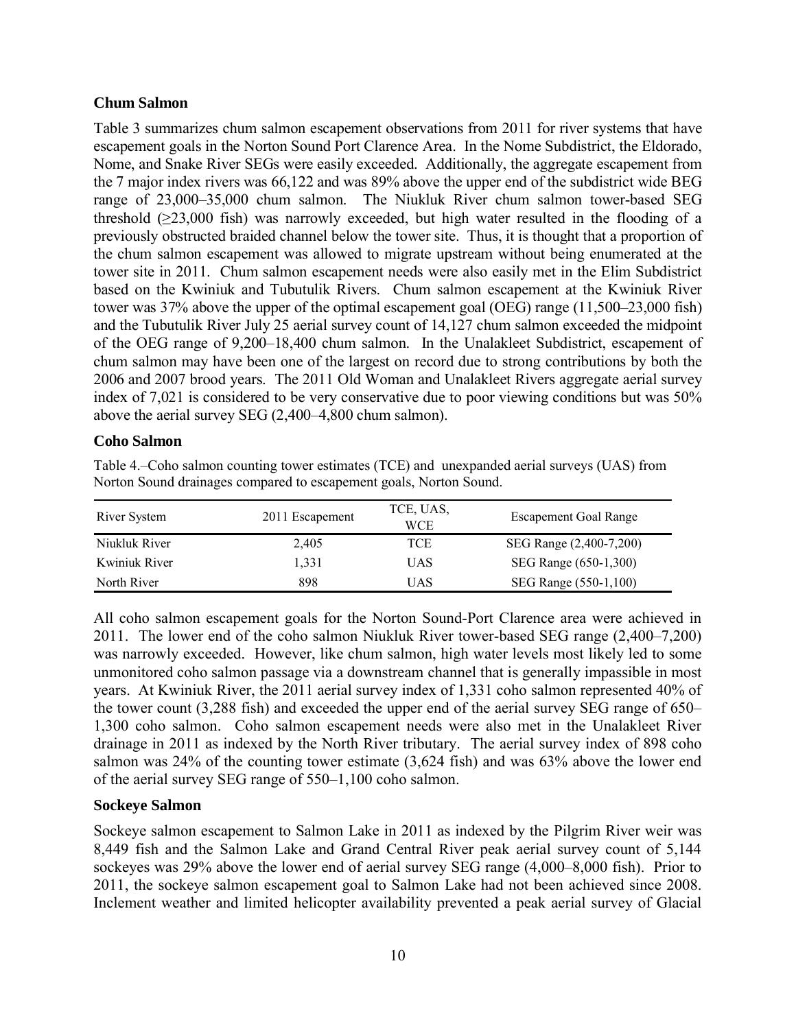### Chum Salmon

Table 3 summarizes chum salmon escapement observations from 2011 for river systems that have escapement goals in the Norton Sound Port Clarence Area. In the Nome Subdistrict, the Eldorado, Nome, and Snake River SEGs were easily exceeded. Additionally, the aggregate escapement from the 7 major index rivers was 66,122 and was 89% above the upper end of the subdistrict wide BEG range of 23,000–35,000 chum salmon. The Niukluk River chum salmon tower-based SEG threshold (≥23,000 fish) was narrowly exceeded, but high water resulted in the flooding of a previously obstructed braided channel below the tower site. Thus, it is thought that a proportion of the chum salmon escapement was allowed to migrate upstream without being enumerated at the tower site in 2011. Chum salmon escapement needs were also easily met in the Elim Subdistrict based on the Kwiniuk and Tubutulik Rivers. Chum salmon escapement at the Kwiniuk River tower was 37% above the upper of the optimal escapement goal (OEG) range (11,500–23,000 fish) and the Tubutulik River July 25 aerial survey count of 14,127 chum salmon exceeded the midpoint of the OEG range of 9,200–18,400 chum salmon. In the Unalakleet Subdistrict, escapement of chum salmon may have been one of the largest on record due to strong contributions by both the 2006 and 2007 brood years. The 2011 Old Woman and Unalakleet Rivers aggregate aerial survey index of 7,021 is considered to be very conservative due to poor viewing conditions but was 50% above the aerial survey SEG (2,400–4,800 chum salmon).

### Coho Salmon

Table 4.–Coho salmon counting tower estimates (TCE) and unexpanded aerial surveys (UAS) from Norton Sound drainages compared to escapement goals, Norton Sound.

| River System | 2011 Escapement | TCE, UAS, WCE | Escapement Goal Range |
|---|---|---|---|
| Niukluk River | 2,405 | TCE | SEG Range (2,400-7,200) |
| Kwiniuk River | 1,331 | UAS | SEG Range (650-1,300) |
| North River | 898 | UAS | SEG Range (550-1,100) |

All coho salmon escapement goals for the Norton Sound-Port Clarence area were achieved in 2011. The lower end of the coho salmon Niukluk River tower-based SEG range (2,400–7,200) was narrowly exceeded. However, like chum salmon, high water levels most likely led to some unmonitored coho salmon passage via a downstream channel that is generally impassible in most years. At Kwiniuk River, the 2011 aerial survey index of 1,331 coho salmon represented 40% of the tower count (3,288 fish) and exceeded the upper end of the aerial survey SEG range of 650–1,300 coho salmon. Coho salmon escapement needs were also met in the Unalakleet River drainage in 2011 as indexed by the North River tributary. The aerial survey index of 898 coho salmon was 24% of the counting tower estimate (3,624 fish) and was 63% above the lower end of the aerial survey SEG range of 550–1,100 coho salmon.

### Sockeye Salmon

Sockeye salmon escapement to Salmon Lake in 2011 as indexed by the Pilgrim River weir was 8,449 fish and the Salmon Lake and Grand Central River peak aerial survey count of 5,144 sockeyes was 29% above the lower end of aerial survey SEG range (4,000–8,000 fish). Prior to 2011, the sockeye salmon escapement goal to Salmon Lake had not been achieved since 2008. Inclement weather and limited helicopter availability prevented a peak aerial survey of Glacial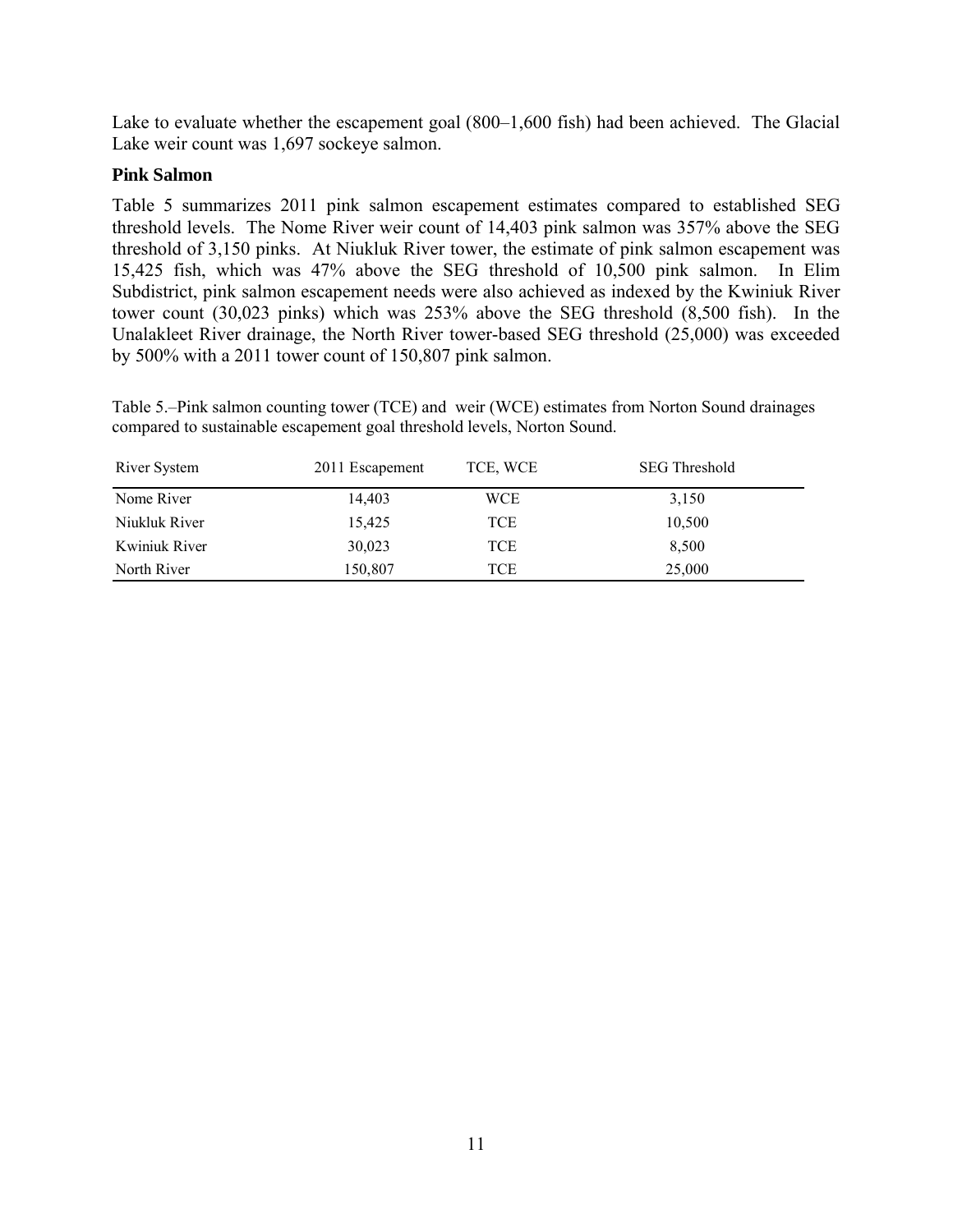Lake to evaluate whether the escapement goal (800–1,600 fish) had been achieved. The Glacial Lake weir count was 1,697 sockeye salmon.

### Pink Salmon

Table 5 summarizes 2011 pink salmon escapement estimates compared to established SEG threshold levels. The Nome River weir count of 14,403 pink salmon was 357% above the SEG threshold of 3,150 pinks. At Niukluk River tower, the estimate of pink salmon escapement was 15,425 fish, which was 47% above the SEG threshold of 10,500 pink salmon. In Elim Subdistrict, pink salmon escapement needs were also achieved as indexed by the Kwiniuk River tower count (30,023 pinks) which was 253% above the SEG threshold (8,500 fish). In the Unalakleet River drainage, the North River tower-based SEG threshold (25,000) was exceeded by 500% with a 2011 tower count of 150,807 pink salmon.

Table 5.–Pink salmon counting tower (TCE) and weir (WCE) estimates from Norton Sound drainages compared to sustainable escapement goal threshold levels, Norton Sound.

| River System | 2011 Escapement | TCE, WCE | SEG Threshold |
|---|---|---|---|
| Nome River | 14,403 | WCE | 3,150 |
| Niukluk River | 15,425 | TCE | 10,500 |
| Kwiniuk River | 30,023 | TCE | 8,500 |
| North River | 150,807 | TCE | 25,000 |